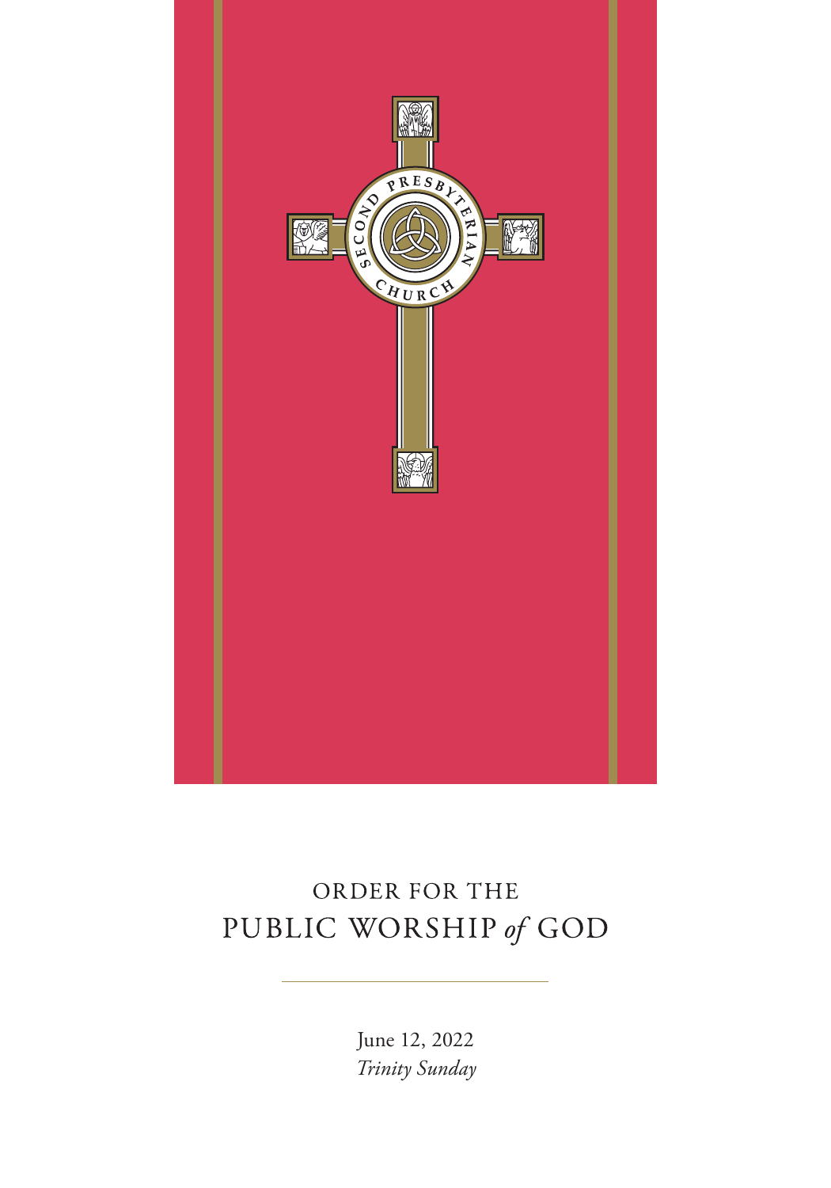SECOND PRESBYTERIAN CHURCH

# ORDER FOR THE PUBLIC WORSHIP *of* GOD

June 12, 2022

*Trinity Sunday*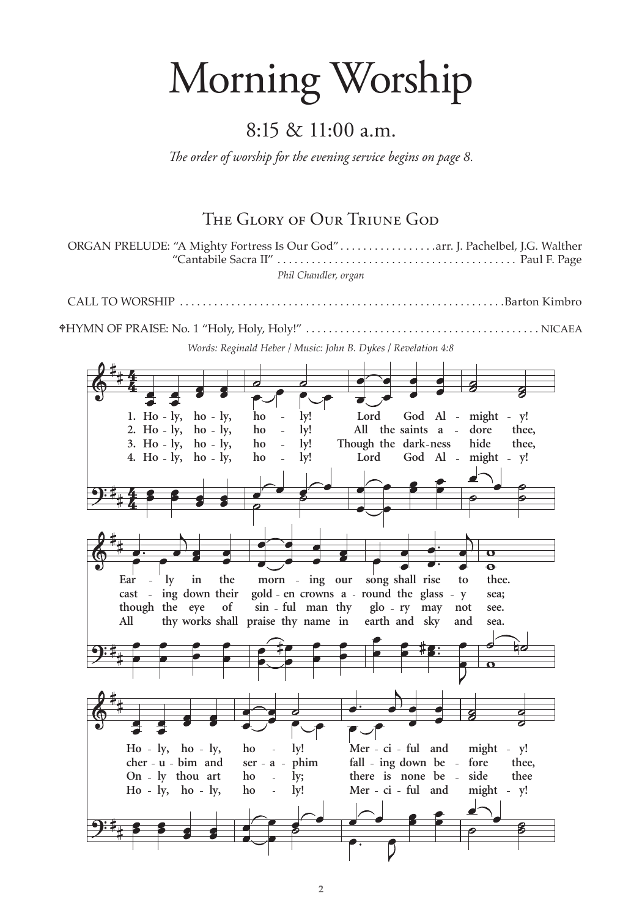# Morning Worship

## 8:15 & 11:00 a.m.

*The order of worship for the evening service begins on page 8.*

### The Glory of Our Triune God

ORGAN PRELUDE: "A Mighty Fortress Is Our God" . . . . . . . . . . . . . . . . .arr. J. Pachelbel, J.G. Walther
"Cantabile Sacra II" . . . . . . . . . . . . . . . . . . . . . . . . . . . . . . . . . . . . . . . . . Paul F. Page
*Phil Chandler, organ*

CALL TO WORSHIP . . . . . . . . . . . . . . . . . . . . . . . . . . . . . . . . . . . . . . . . . . . . . . . . . . . . . .Barton Kimbro

†HYMN OF PRAISE: No. 1 "Holy, Holy, Holy!" . . . . . . . . . . . . . . . . . . . . . . . . . . . . . . . . . . . . . . . NICAEA

*Words: Reginald Heber / Music: John B. Dykes / Revelation 4:8*

1. Holy, holy, holy! Lord God Almighty! Early in the morning our song shall rise to thee. Holy, holy, holy! Merciful and mighty!
2. Holy, holy, holy! All the saints adore thee, casting down their golden crowns around the glassy sea; cherubim and seraphim falling down before thee,
3. Holy, holy, holy! Though the darkness hide thee, though the eye of sinful man thy glory may not see. Only thou art holy; there is none beside thee
4. Holy, holy, holy! Lord God Almighty! All thy works shall praise thy name in earth and sky and sea. Holy, holy, holy! Merciful and mighty!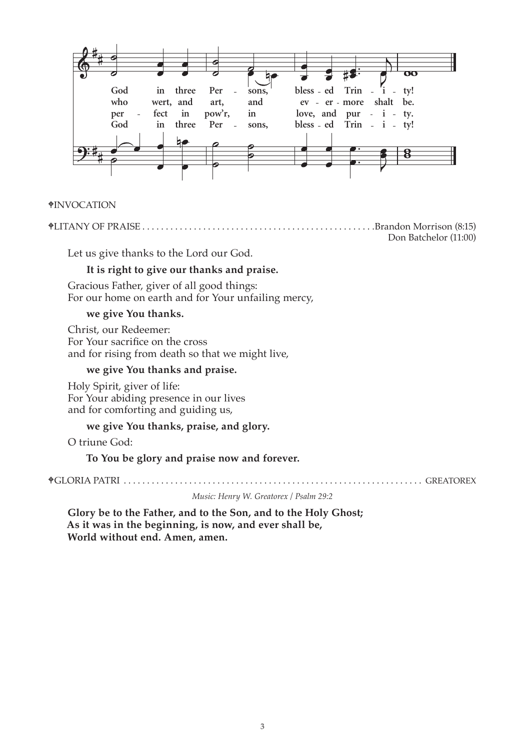God in three Per - sons, bless - ed Trin - i - ty!
who wert, and art, and ev - er - more shalt be.
per - fect in pow'r, in love, and pur - i - ty.
God in three Per - sons, bless - ed Trin - i - ty!

✝INVOCATION

✝LITANY OF PRAISE .................................................. Brandon Morrison (8:15)
Don Batchelor (11:00)

Let us give thanks to the Lord our God.

**It is right to give our thanks and praise.**

Gracious Father, giver of all good things:
For our home on earth and for Your unfailing mercy,

**we give You thanks.**

Christ, our Redeemer:
For Your sacrifice on the cross
and for rising from death so that we might live,

**we give You thanks and praise.**

Holy Spirit, giver of life:
For Your abiding presence in our lives
and for comforting and guiding us,

**we give You thanks, praise, and glory.**

O triune God:

**To You be glory and praise now and forever.**

✝GLORIA PATRI .................................................................. GREATOREX

*Music: Henry W. Greatorex / Psalm 29:2*

**Glory be to the Father, and to the Son, and to the Holy Ghost;**
**As it was in the beginning, is now, and ever shall be,**
**World without end. Amen, amen.**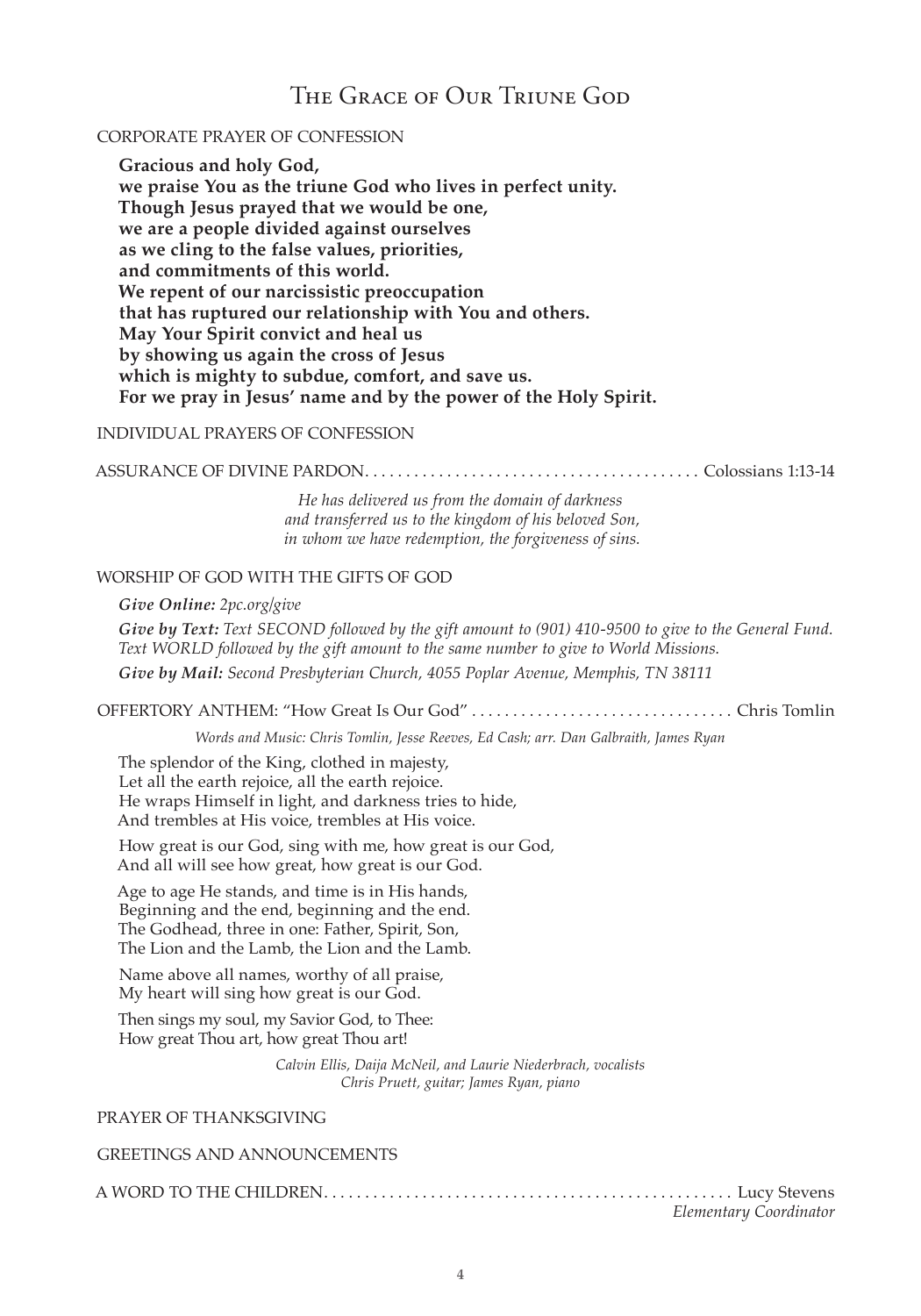# The Grace of Our Triune God

CORPORATE PRAYER OF CONFESSION

**Gracious and holy God,**
**we praise You as the triune God who lives in perfect unity.**
**Though Jesus prayed that we would be one,**
**we are a people divided against ourselves**
**as we cling to the false values, priorities,**
**and commitments of this world.**
**We repent of our narcissistic preoccupation**
**that has ruptured our relationship with You and others.**
**May Your Spirit convict and heal us**
**by showing us again the cross of Jesus**
**which is mighty to subdue, comfort, and save us.**
**For we pray in Jesus' name and by the power of the Holy Spirit.**

INDIVIDUAL PRAYERS OF CONFESSION

ASSURANCE OF DIVINE PARDON........................................ Colossians 1:13-14

*He has delivered us from the domain of darkness*
*and transferred us to the kingdom of his beloved Son,*
*in whom we have redemption, the forgiveness of sins.*

WORSHIP OF GOD WITH THE GIFTS OF GOD

***Give Online:*** *2pc.org/give*

***Give by Text:*** *Text SECOND followed by the gift amount to (901) 410-9500 to give to the General Fund. Text WORLD followed by the gift amount to the same number to give to World Missions.*

***Give by Mail:*** *Second Presbyterian Church, 4055 Poplar Avenue, Memphis, TN 38111*

OFFERTORY ANTHEM: "How Great Is Our God" ................................ Chris Tomlin

*Words and Music: Chris Tomlin, Jesse Reeves, Ed Cash; arr. Dan Galbraith, James Ryan*

The splendor of the King, clothed in majesty,
Let all the earth rejoice, all the earth rejoice.
He wraps Himself in light, and darkness tries to hide,
And trembles at His voice, trembles at His voice.

How great is our God, sing with me, how great is our God,
And all will see how great, how great is our God.

Age to age He stands, and time is in His hands,
Beginning and the end, beginning and the end.
The Godhead, three in one: Father, Spirit, Son,
The Lion and the Lamb, the Lion and the Lamb.

Name above all names, worthy of all praise,
My heart will sing how great is our God.

Then sings my soul, my Savior God, to Thee:
How great Thou art, how great Thou art!

*Calvin Ellis, Daija McNeil, and Laurie Niederbrach, vocalists*
*Chris Pruett, guitar; James Ryan, piano*

PRAYER OF THANKSGIVING

GREETINGS AND ANNOUNCEMENTS

A WORD TO THE CHILDREN................................................ Lucy Stevens
*Elementary Coordinator*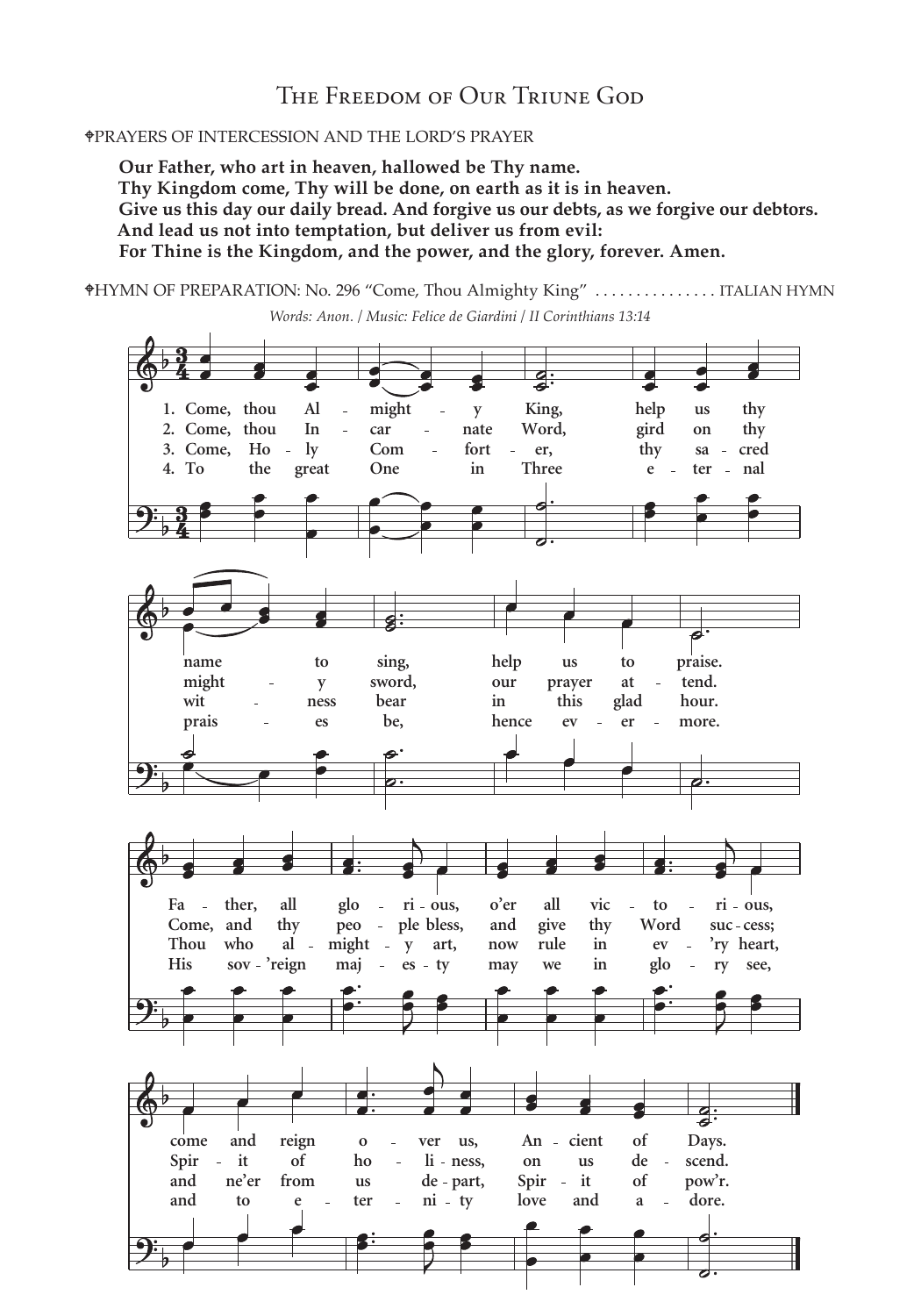## The Freedom of Our Triune God

✠PRAYERS OF INTERCESSION AND THE LORD'S PRAYER

**Our Father, who art in heaven, hallowed be Thy name.**
**Thy Kingdom come, Thy will be done, on earth as it is in heaven.**
**Give us this day our daily bread. And forgive us our debts, as we forgive our debtors.**
**And lead us not into temptation, but deliver us from evil:**
**For Thine is the Kingdom, and the power, and the glory, forever. Amen.**

✠HYMN OF PREPARATION: No. 296 "Come, Thou Almighty King" ............... ITALIAN HYMN

*Words: Anon. / Music: Felice de Giardini / II Corinthians 13:14*

1. Come, thou Almighty King, help us thy name to sing, help us to praise. Father, all glorious, o'er all victorious, come and reign over us, Ancient of Days.
2. Come, thou Incarnate Word, gird on thy mighty sword, our prayer attend. Come, and thy people bless, and give thy Word success; Spirit of holiness, on us descend.
3. Come, Holy Comforter, thy sacred witness bear in this glad hour. Thou who almighty art, now rule in ev'ry heart, and ne'er from us depart, Spirit of pow'r.
4. To the great One in Three eternal praises be, hence evermore. His sov'reign majesty may we in glory see, and to eternity love and adore.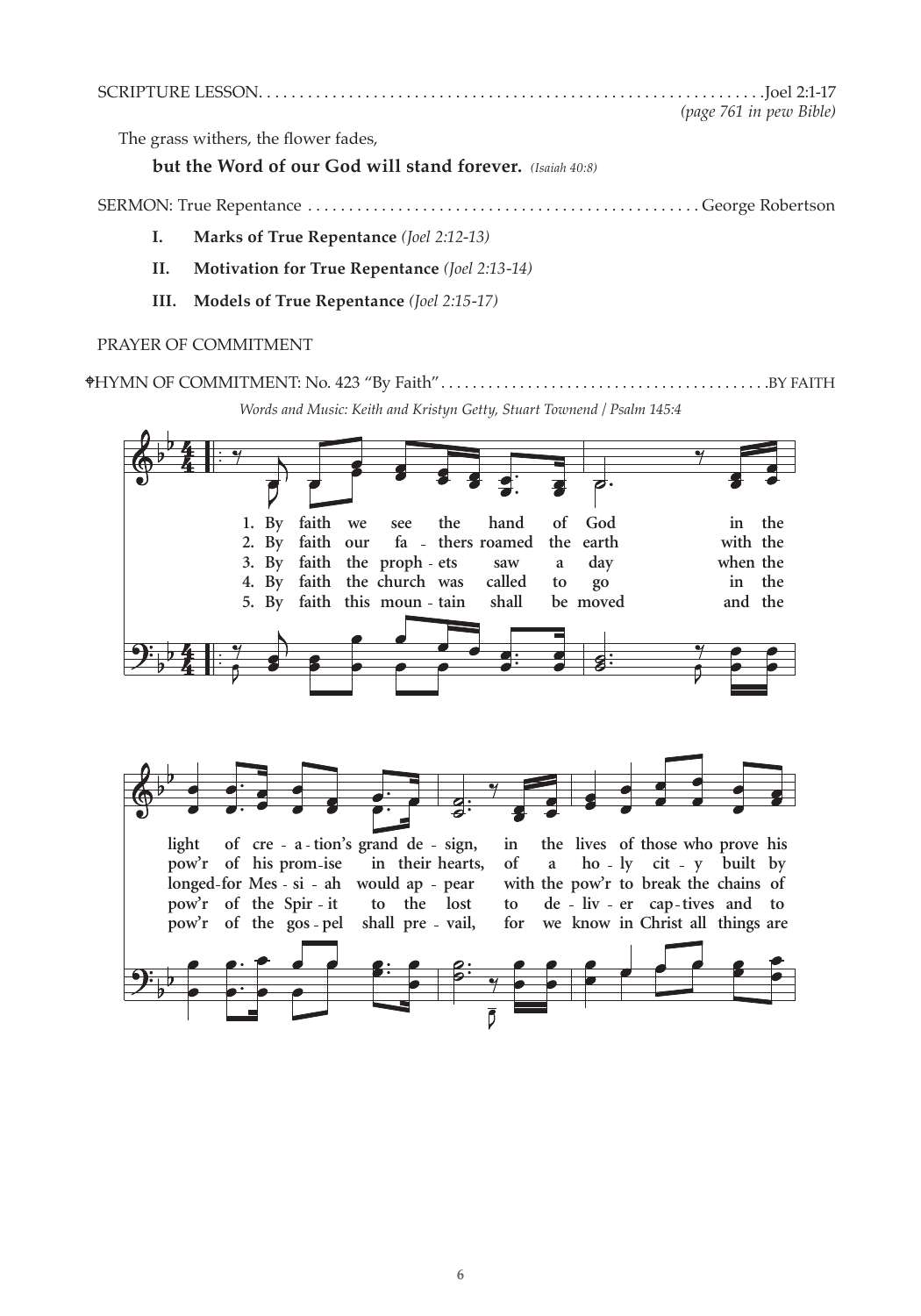SCRIPTURE LESSON. . . . . . . . . . . . . . . . . . . . . . . . . . . . . . . . . . . . . . . . . . . . . . . . . . . . . . . . . . . . . Joel 2:1-17
*(page 761 in pew Bible)*

The grass withers, the flower fades,

**but the Word of our God will stand forever.** *(Isaiah 40:8)*

SERMON: True Repentance . . . . . . . . . . . . . . . . . . . . . . . . . . . . . . . . . . . . . . . . . . . . . . . George Robertson

**I. Marks of True Repentance** *(Joel 2:12-13)*

**II. Motivation for True Repentance** *(Joel 2:13-14)*

**III. Models of True Repentance** *(Joel 2:15-17)*

PRAYER OF COMMITMENT

✟HYMN OF COMMITMENT: No. 423 "By Faith" . . . . . . . . . . . . . . . . . . . . . . . . . . . . . . . . . . . . . . . . BY FAITH

*Words and Music: Keith and Kristyn Getty, Stuart Townend / Psalm 145:4*

1. By faith we see the hand of God in the light of cre - a - tion's grand de - sign, in the lives of those who prove his
2. By faith our fa - thers roamed the earth with the pow'r of his prom-ise in their hearts, of a ho - ly cit - y built by
3. By faith the proph - ets saw a day when the longed-for Mes - si - ah would ap - pear with the pow'r to break the chains of
4. By faith the church was called to go in the pow'r of the Spir - it to the lost to de - liv - er cap - tives and to
5. By faith this moun - tain shall be moved and the pow'r of the gos - pel shall pre - vail, for we know in Christ all things are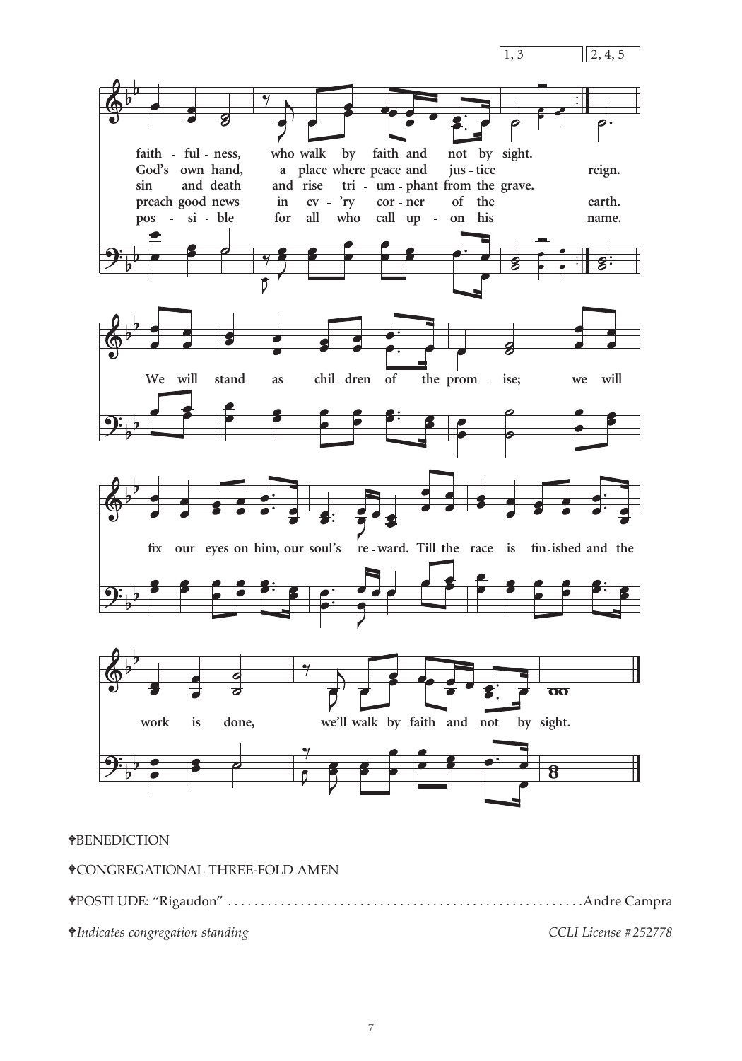1, 3 | 2, 4, 5

faith - ful - ness, who walk by faith and not by sight.
God's own hand, a place where peace and jus - tice reign.
sin and death and rise tri - um - phant from the grave.
preach good news in ev - 'ry cor - ner of the earth.
pos - si - ble for all who call up - on his name.

We will stand as chil - dren of the prom - ise; we will

fix our eyes on him, our soul's re - ward. Till the race is fin - ished and the

work is done, we'll walk by faith and not by sight.

♰BENEDICTION

♰CONGREGATIONAL THREE-FOLD AMEN

♰POSTLUDE: "Rigaudon" .................................................. Andre Campra

*♰Indicates congregation standing* *CCLI License #252778*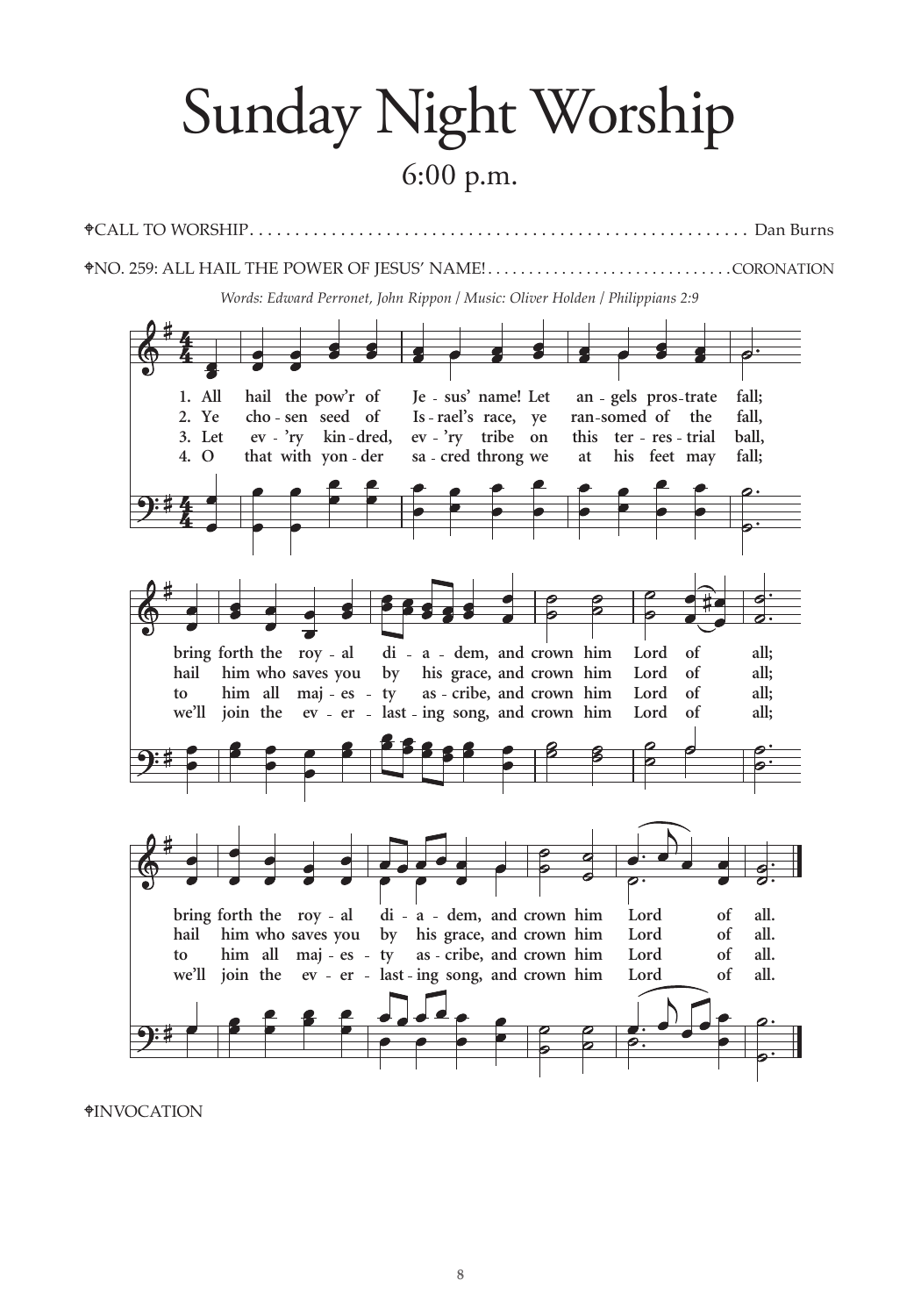# Sunday Night Worship

## 6:00 p.m.

⸭CALL TO WORSHIP . . . . . . . . . . . . . . . . . . . . . . . . . . . . . . . . . . . . . . . . . . . . . . . . . . . . . . Dan Burns

⸭NO. 259: ALL HAIL THE POWER OF JESUS' NAME! . . . . . . . . . . . . . . . . . . . . . . . . . . . . . CORONATION

*Words: Edward Perronet, John Rippon / Music: Oliver Holden / Philippians 2:9*

1. All hail the pow'r of Jesus' name! Let angels prostrate fall; bring forth the royal diadem, and crown him Lord of all; bring forth the royal diadem, and crown him Lord of all.

2. Ye chosen seed of Israel's race, ye ransomed of the fall, hail him who saves you by his grace, and crown him Lord of all; hail him who saves you by his grace, and crown him Lord of all.

3. Let ev'ry kindred, ev'ry tribe on this terrestrial ball, to him all majesty ascribe, and crown him Lord of all; to him all majesty ascribe, and crown him Lord of all.

4. O that with yonder sacred throng we at his feet may fall; we'll join the everlasting song, and crown him Lord of all; we'll join the everlasting song, and crown him Lord of all.

⸭INVOCATION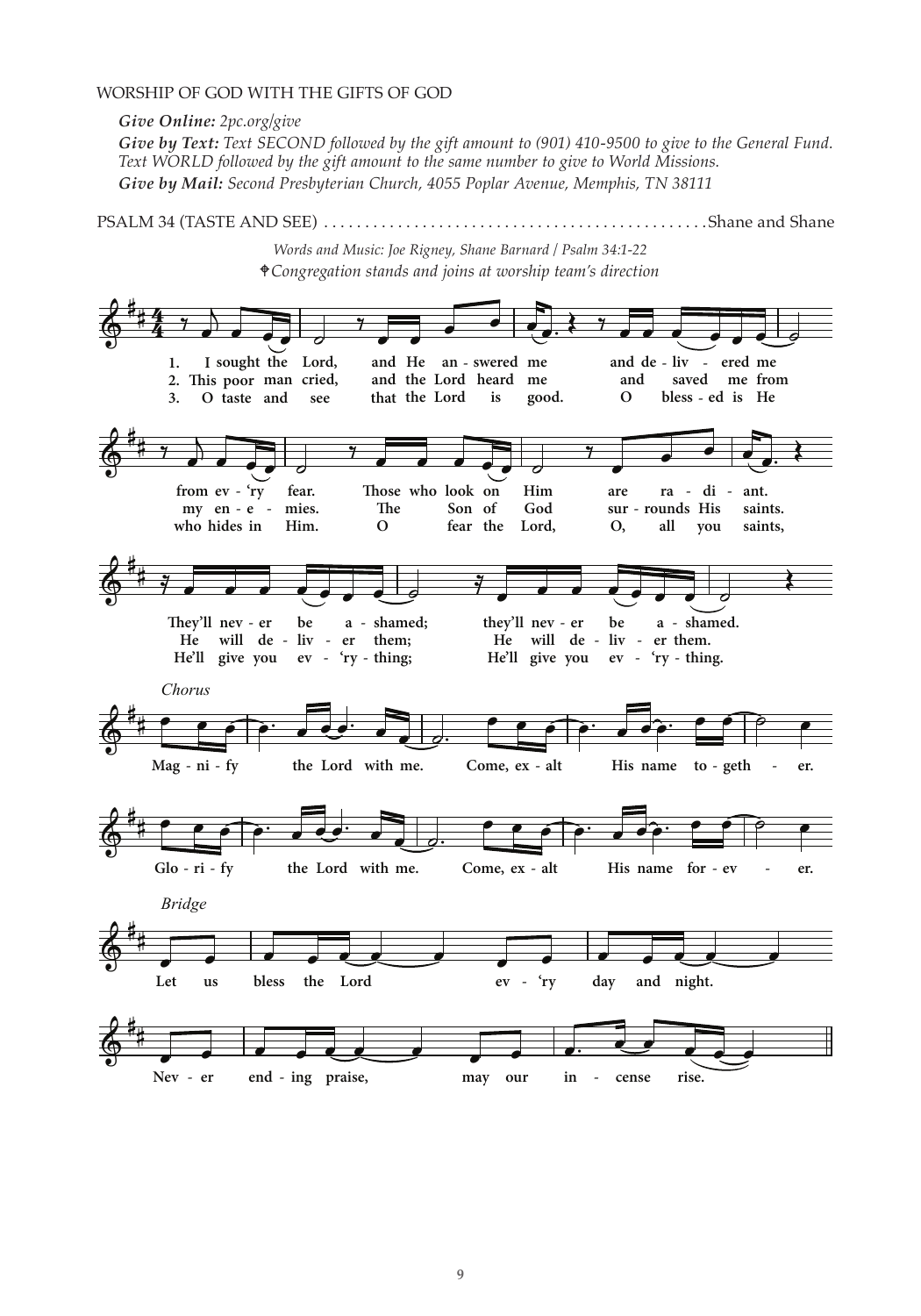WORSHIP OF GOD WITH THE GIFTS OF GOD

***Give Online:*** *2pc.org/give*

***Give by Text:*** *Text SECOND followed by the gift amount to (901) 410-9500 to give to the General Fund. Text WORLD followed by the gift amount to the same number to give to World Missions.*

***Give by Mail:*** *Second Presbyterian Church, 4055 Poplar Avenue, Memphis, TN 38111*

PSALM 34 (TASTE AND SEE) .............................................Shane and Shane

*Words and Music: Joe Rigney, Shane Barnard / Psalm 34:1-22*

✟*Congregation stands and joins at worship team's direction*

**1.** I sought the Lord, and He answered me and delivered me from every fear. Those who look on Him are radiant. They'll never be ashamed; they'll never be ashamed.

**2.** This poor man cried, and the Lord heard me and saved me from my enemies. The Son of God surrounds His saints. He will deliver them; He will deliver them.

**3.** O taste and see that the Lord is good. O blessed is He who hides in Him. O fear the Lord, O, all you saints, He'll give you ev'rything; He'll give you ev'rything.

*Chorus*

Magnify the Lord with me. Come, exalt His name together.
Glorify the Lord with me. Come, exalt His name forever.

*Bridge*

Let us bless the Lord ev'ry day and night.
Never ending praise, may our incense rise.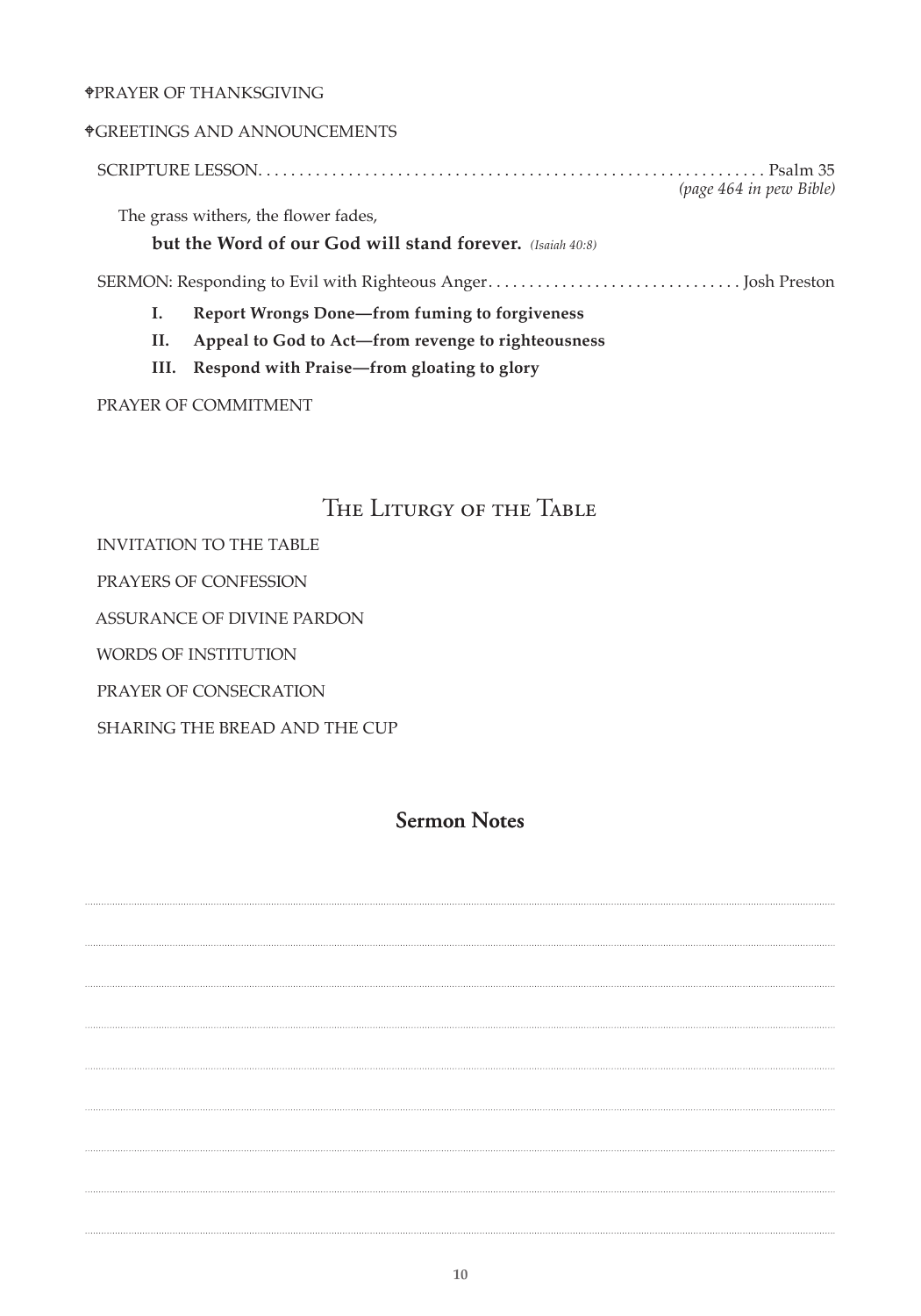⚘PRAYER OF THANKSGIVING

⚘GREETINGS AND ANNOUNCEMENTS

SCRIPTURE LESSON. . . . . . . . . . . . . . . . . . . . . . . . . . . . . . . . . . . . . . . . . . . . . . . . . . . . . . . . . . . . Psalm 35
*(page 464 in pew Bible)*

The grass withers, the flower fades,
**but the Word of our God will stand forever.** *(Isaiah 40:8)*

SERMON: Responding to Evil with Righteous Anger. . . . . . . . . . . . . . . . . . . . . . . . . . . . . . . Josh Preston

- **I. Report Wrongs Done—from fuming to forgiveness**
- **II. Appeal to God to Act—from revenge to righteousness**
- **III. Respond with Praise—from gloating to glory**

PRAYER OF COMMITMENT

## The Liturgy of the Table

INVITATION TO THE TABLE

PRAYERS OF CONFESSION

ASSURANCE OF DIVINE PARDON

WORDS OF INSTITUTION

PRAYER OF CONSECRATION

SHARING THE BREAD AND THE CUP

## Sermon Notes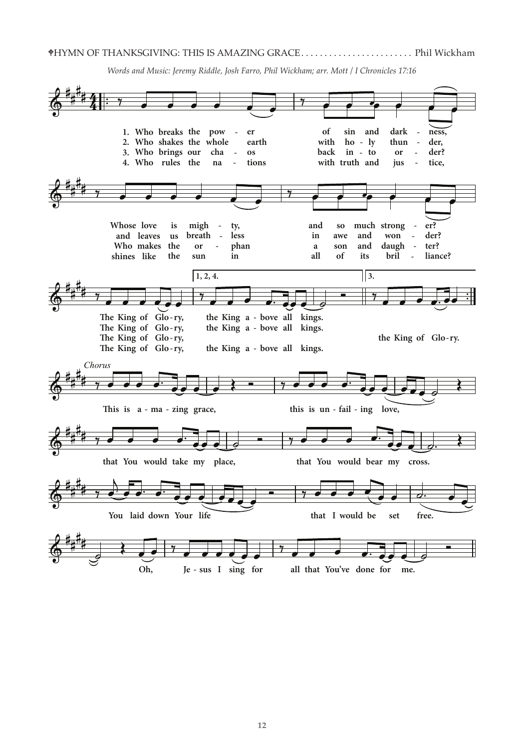✟HYMN OF THANKSGIVING: THIS IS AMAZING GRACE . . . . . . . . . . . . . . . . . . . . . . . . Phil Wickham

*Words and Music: Jeremy Riddle, Josh Farro, Phil Wickham; arr. Mott / I Chronicles 17:16*

1. Who breaks the power of sin and darkness,
Whose love is mighty, and so much stronger?
The King of Glory, the King above all kings.

2. Who shakes the whole earth with holy thunder,
and leaves us breathless in awe and wonder?
The King of Glory, the King above all kings.

3. Who brings our chaos back into order?
Who makes the orphan a son and daughter?
The King of Glory, the King of Glory.

4. Who rules the nations with truth and justice,
shines like the sun in all of its brilliance?
The King of Glory, the King above all kings.

*Chorus*

This is amazing grace, this is unfailing love,
that You would take my place, that You would bear my cross.
You laid down Your life that I would be set free.
Oh, Jesus I sing for all that You've done for me.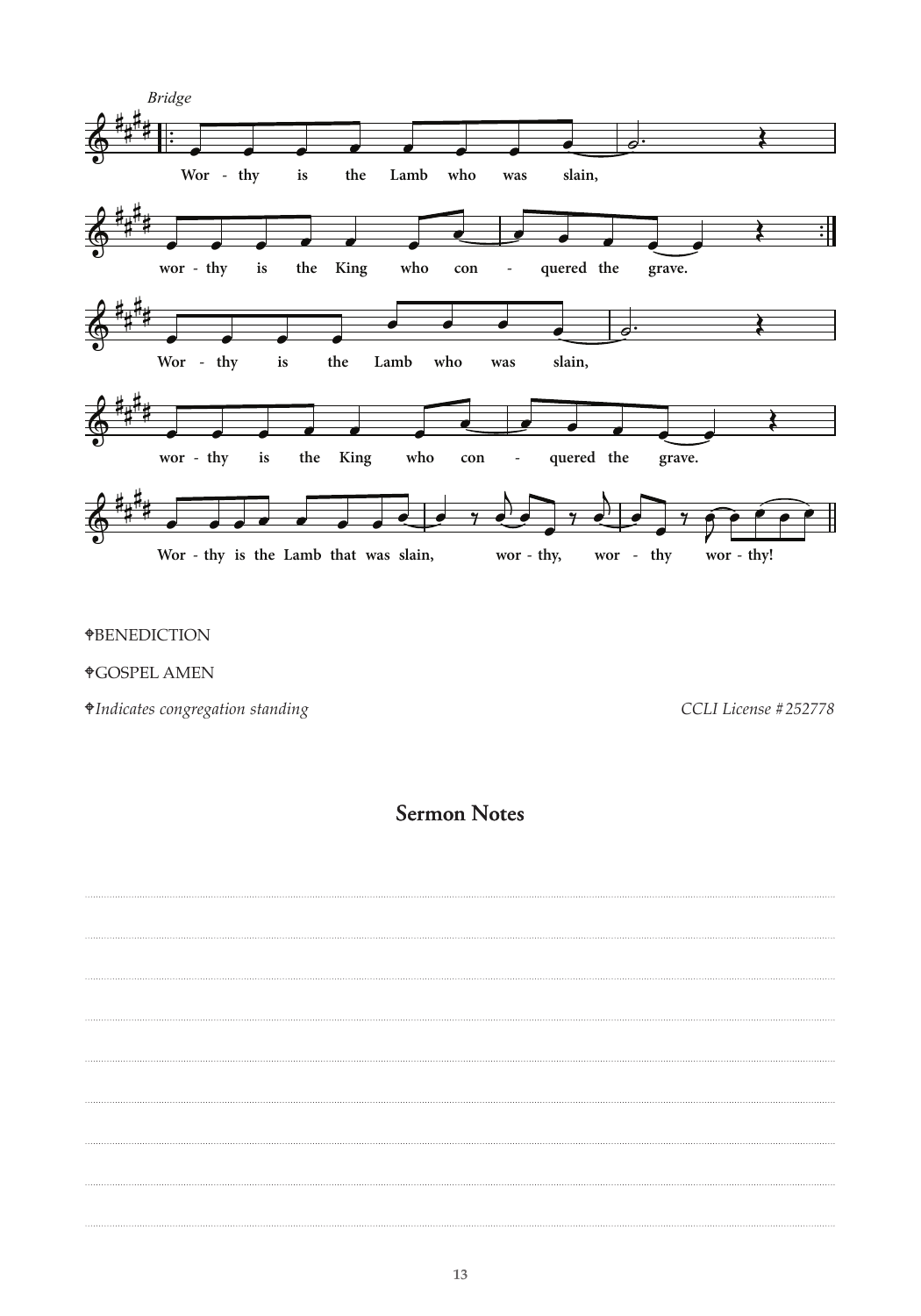*Bridge*

Wor - thy is the Lamb who was slain,
wor - thy is the King who con - quered the grave.
Wor - thy is the Lamb who was slain,
wor - thy is the King who con - quered the grave.
Wor - thy is the Lamb that was slain, wor - thy, wor - thy wor - thy!

✝BENEDICTION

✝GOSPEL AMEN

✝*Indicates congregation standing* *CCLI License #252778*

## Sermon Notes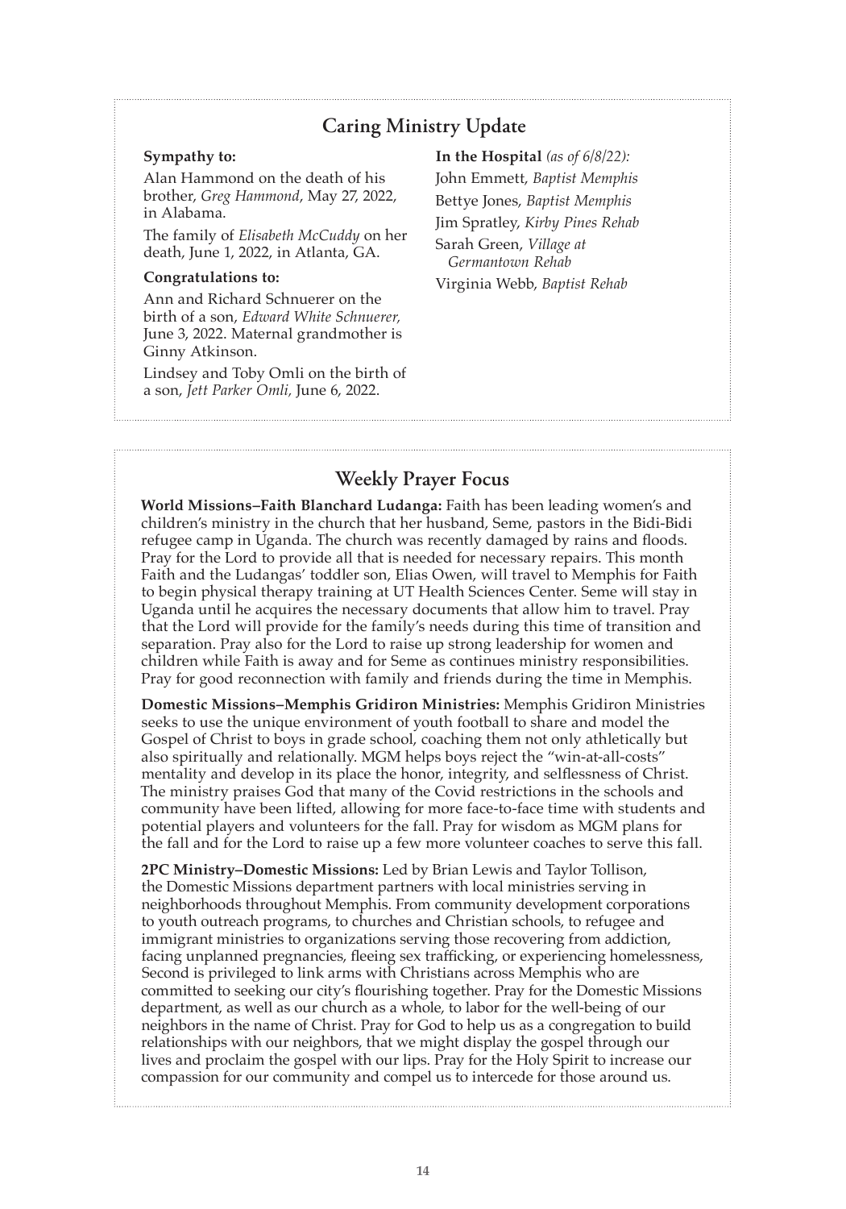## Caring Ministry Update

**Sympathy to:**

Alan Hammond on the death of his brother, *Greg Hammond*, May 27, 2022, in Alabama.

The family of *Elisabeth McCuddy* on her death, June 1, 2022, in Atlanta, GA.

**Congratulations to:**

Ann and Richard Schnuerer on the birth of a son, *Edward White Schnuerer,* June 3, 2022. Maternal grandmother is Ginny Atkinson.

Lindsey and Toby Omli on the birth of a son, *Jett Parker Omli,* June 6, 2022.

**In the Hospital** *(as of 6/8/22):*

John Emmett, *Baptist Memphis*

Bettye Jones, *Baptist Memphis*

Jim Spratley, *Kirby Pines Rehab*

Sarah Green, *Village at Germantown Rehab*

Virginia Webb, *Baptist Rehab*

## Weekly Prayer Focus

**World Missions–Faith Blanchard Ludanga:** Faith has been leading women's and children's ministry in the church that her husband, Seme, pastors in the Bidi-Bidi refugee camp in Uganda. The church was recently damaged by rains and floods. Pray for the Lord to provide all that is needed for necessary repairs. This month Faith and the Ludangas' toddler son, Elias Owen, will travel to Memphis for Faith to begin physical therapy training at UT Health Sciences Center. Seme will stay in Uganda until he acquires the necessary documents that allow him to travel. Pray that the Lord will provide for the family's needs during this time of transition and separation. Pray also for the Lord to raise up strong leadership for women and children while Faith is away and for Seme as continues ministry responsibilities. Pray for good reconnection with family and friends during the time in Memphis.

**Domestic Missions–Memphis Gridiron Ministries:** Memphis Gridiron Ministries seeks to use the unique environment of youth football to share and model the Gospel of Christ to boys in grade school, coaching them not only athletically but also spiritually and relationally. MGM helps boys reject the "win-at-all-costs" mentality and develop in its place the honor, integrity, and selflessness of Christ. The ministry praises God that many of the Covid restrictions in the schools and community have been lifted, allowing for more face-to-face time with students and potential players and volunteers for the fall. Pray for wisdom as MGM plans for the fall and for the Lord to raise up a few more volunteer coaches to serve this fall.

**2PC Ministry–Domestic Missions:** Led by Brian Lewis and Taylor Tollison, the Domestic Missions department partners with local ministries serving in neighborhoods throughout Memphis. From community development corporations to youth outreach programs, to churches and Christian schools, to refugee and immigrant ministries to organizations serving those recovering from addiction, facing unplanned pregnancies, fleeing sex trafficking, or experiencing homelessness, Second is privileged to link arms with Christians across Memphis who are committed to seeking our city's flourishing together. Pray for the Domestic Missions department, as well as our church as a whole, to labor for the well-being of our neighbors in the name of Christ. Pray for God to help us as a congregation to build relationships with our neighbors, that we might display the gospel through our lives and proclaim the gospel with our lips. Pray for the Holy Spirit to increase our compassion for our community and compel us to intercede for those around us.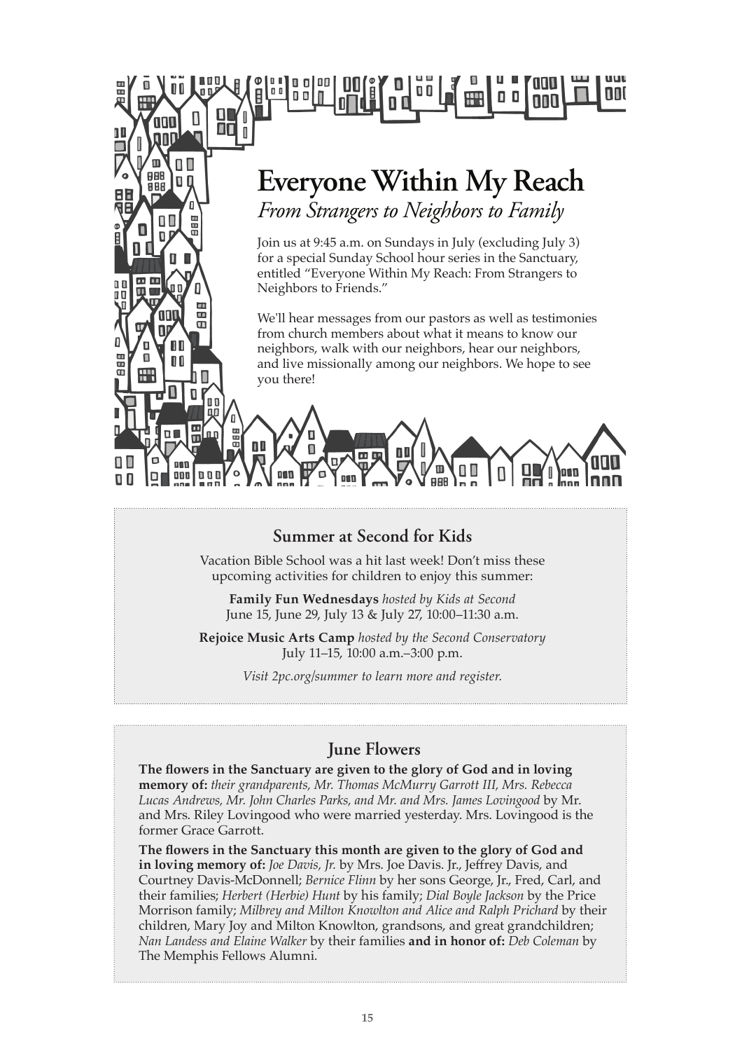# Everyone Within My Reach

*From Strangers to Neighbors to Family*

Join us at 9:45 a.m. on Sundays in July (excluding July 3) for a special Sunday School hour series in the Sanctuary, entitled "Everyone Within My Reach: From Strangers to Neighbors to Friends."

We'll hear messages from our pastors as well as testimonies from church members about what it means to know our neighbors, walk with our neighbors, hear our neighbors, and live missionally among our neighbors. We hope to see you there!

## Summer at Second for Kids

Vacation Bible School was a hit last week! Don't miss these upcoming activities for children to enjoy this summer:

**Family Fun Wednesdays** *hosted by Kids at Second*
June 15, June 29, July 13 & July 27, 10:00–11:30 a.m.

**Rejoice Music Arts Camp** *hosted by the Second Conservatory*
July 11–15, 10:00 a.m.–3:00 p.m.

*Visit 2pc.org/summer to learn more and register.*

## June Flowers

**The flowers in the Sanctuary are given to the glory of God and in loving memory of:** *their grandparents, Mr. Thomas McMurry Garrott III, Mrs. Rebecca Lucas Andrews, Mr. John Charles Parks, and Mr. and Mrs. James Lovingood* by Mr. and Mrs. Riley Lovingood who were married yesterday. Mrs. Lovingood is the former Grace Garrott.

**The flowers in the Sanctuary this month are given to the glory of God and in loving memory of:** *Joe Davis, Jr.* by Mrs. Joe Davis. Jr., Jeffrey Davis, and Courtney Davis-McDonnell; *Bernice Flinn* by her sons George, Jr., Fred, Carl, and their families; *Herbert (Herbie) Hunt* by his family; *Dial Boyle Jackson* by the Price Morrison family; *Milbrey and Milton Knowlton and Alice and Ralph Prichard* by their children, Mary Joy and Milton Knowlton, grandsons, and great grandchildren; *Nan Landess and Elaine Walker* by their families **and in honor of:** *Deb Coleman* by The Memphis Fellows Alumni.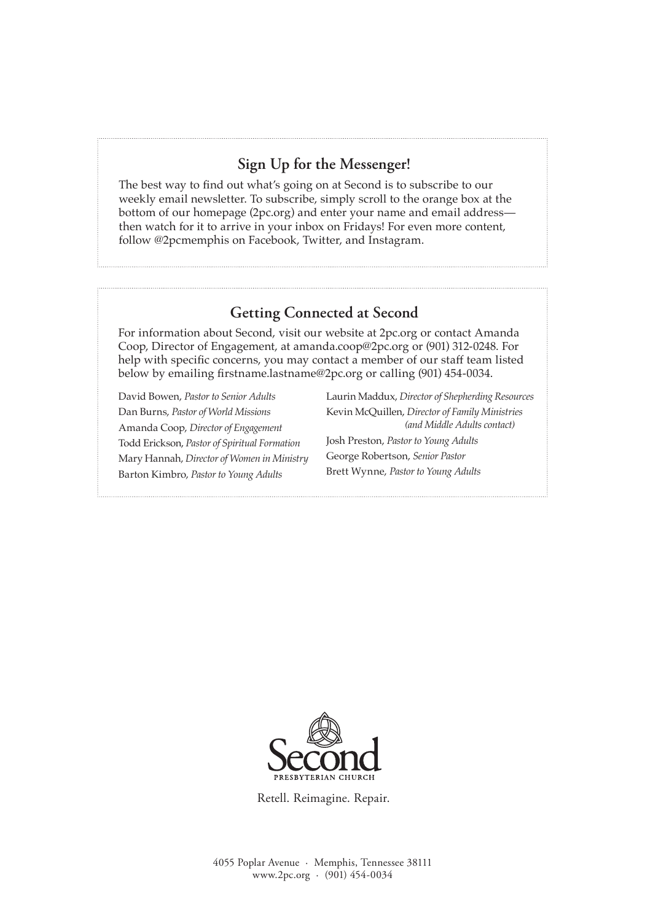## Sign Up for the Messenger!

The best way to find out what's going on at Second is to subscribe to our weekly email newsletter. To subscribe, simply scroll to the orange box at the bottom of our homepage (2pc.org) and enter your name and email address—then watch for it to arrive in your inbox on Fridays! For even more content, follow @2pcmemphis on Facebook, Twitter, and Instagram.

## Getting Connected at Second

For information about Second, visit our website at 2pc.org or contact Amanda Coop, Director of Engagement, at amanda.coop@2pc.org or (901) 312-0248. For help with specific concerns, you may contact a member of our staff team listed below by emailing firstname.lastname@2pc.org or calling (901) 454-0034.

David Bowen, *Pastor to Senior Adults*
Dan Burns, *Pastor of World Missions*
Amanda Coop, *Director of Engagement*
Todd Erickson, *Pastor of Spiritual Formation*
Mary Hannah, *Director of Women in Ministry*
Barton Kimbro, *Pastor to Young Adults*
Laurin Maddux, *Director of Shepherding Resources*
Kevin McQuillen, *Director of Family Ministries (and Middle Adults contact)*
Josh Preston, *Pastor to Young Adults*
George Robertson, *Senior Pastor*
Brett Wynne, *Pastor to Young Adults*

Second
PRESBYTERIAN CHURCH

Retell. Reimagine. Repair.

4055 Poplar Avenue · Memphis, Tennessee 38111
www.2pc.org · (901) 454-0034